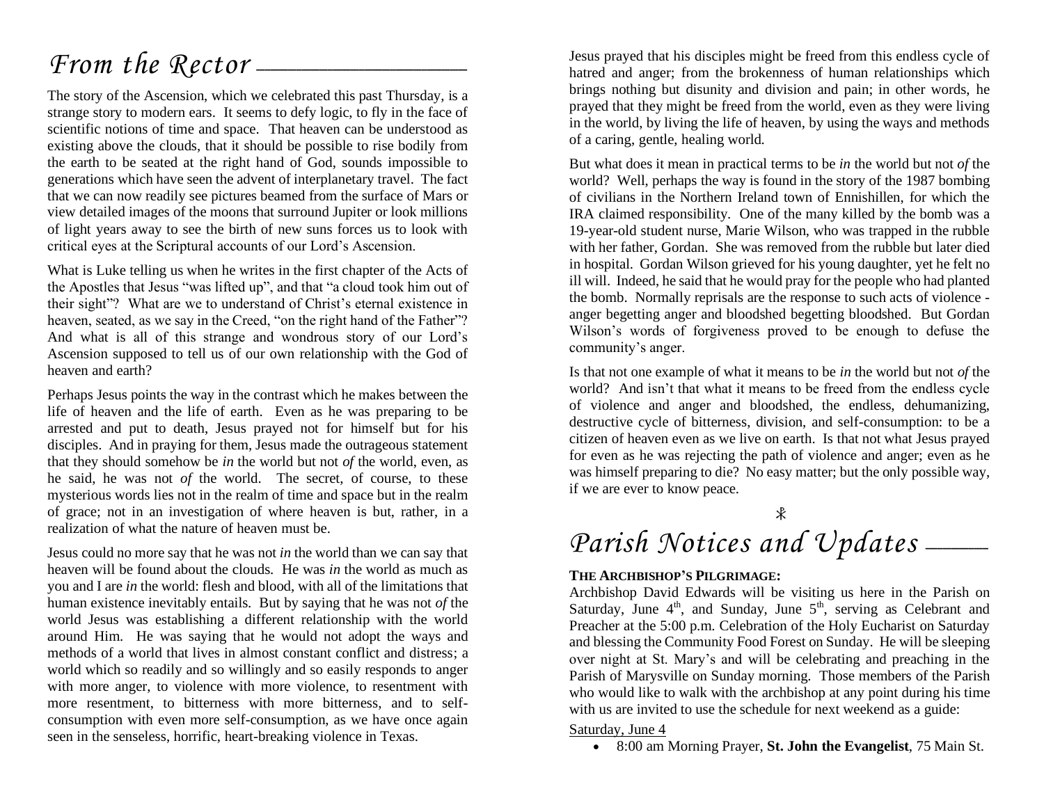# *From the Rector*

The story of the Ascension, which we celebrated this past Thursday, is a strange story to modern ears. It seems to defy logic, to fly in the face of scientific notions of time and space. That heaven can be understood as existing above the clouds, that it should be possible to rise bodily from the earth to be seated at the right hand of God, sounds impossible to generations which have seen the advent of interplanetary travel. The fact that we can now readily see pictures beamed from the surface of Mars or view detailed images of the moons that surround Jupiter or look millions of light years away to see the birth of new suns forces us to look with critical eyes at the Scriptural accounts of our Lord's Ascension.

What is Luke telling us when he writes in the first chapter of the Acts of the Apostles that Jesus "was lifted up", and that "a cloud took him out of their sight"? What are we to understand of Christ's eternal existence in heaven, seated, as we say in the Creed, "on the right hand of the Father"? And what is all of this strange and wondrous story of our Lord's Ascension supposed to tell us of our own relationship with the God of heaven and earth?

Perhaps Jesus points the way in the contrast which he makes between the life of heaven and the life of earth. Even as he was preparing to be arrested and put to death, Jesus prayed not for himself but for his disciples. And in praying for them, Jesus made the outrageous statement that they should somehow be *in* the world but not *of* the world, even, as he said, he was not *of* the world. The secret, of course, to these mysterious words lies not in the realm of time and space but in the realm of grace; not in an investigation of where heaven is but, rather, in a realization of what the nature of heaven must be.

Jesus could no more say that he was not *in* the world than we can say that heaven will be found about the clouds. He was *in* the world as much as you and I are *in* the world: flesh and blood, with all of the limitations that human existence inevitably entails. But by saying that he was not *of* the world Jesus was establishing a different relationship with the world around Him. He was saying that he would not adopt the ways and methods of a world that lives in almost constant conflict and distress; a world which so readily and so willingly and so easily responds to anger with more anger, to violence with more violence, to resentment with more resentment, to bitterness with more bitterness, and to self-consumption with even more self-consumption, as we have once again seen in the senseless, horrific, heart-breaking violence in Texas.

Jesus prayed that his disciples might be freed from this endless cycle of hatred and anger; from the brokenness of human relationships which brings nothing but disunity and division and pain; in other words, he prayed that they might be freed from the world, even as they were living in the world, by living the life of heaven, by using the ways and methods of a caring, gentle, healing world.

But what does it mean in practical terms to be *in* the world but not *of* the world? Well, perhaps the way is found in the story of the 1987 bombing of civilians in the Northern Ireland town of Ennishillen, for which the IRA claimed responsibility. One of the many killed by the bomb was a 19-year-old student nurse, Marie Wilson, who was trapped in the rubble with her father, Gordan. She was removed from the rubble but later died in hospital. Gordan Wilson grieved for his young daughter, yet he felt no ill will. Indeed, he said that he would pray for the people who had planted the bomb. Normally reprisals are the response to such acts of violence - anger begetting anger and bloodshed begetting bloodshed. But Gordan Wilson's words of forgiveness proved to be enough to defuse the community's anger.

Is that not one example of what it means to be *in* the world but not *of* the world? And isn't that what it means to be freed from the endless cycle of violence and anger and bloodshed, the endless, dehumanizing, destructive cycle of bitterness, division, and self-consumption: to be a citizen of heaven even as we live on earth. Is that not what Jesus prayed for even as he was rejecting the path of violence and anger; even as he was himself preparing to die? No easy matter; but the only possible way, if we are ever to know peace.

☧

# *Parish Notices and Updates*

**THE ARCHBISHOP'S PILGRIMAGE:**

Archbishop David Edwards will be visiting us here in the Parish on Saturday, June 4th, and Sunday, June 5th, serving as Celebrant and Preacher at the 5:00 p.m. Celebration of the Holy Eucharist on Saturday and blessing the Community Food Forest on Sunday. He will be sleeping over night at St. Mary's and will be celebrating and preaching in the Parish of Marysville on Sunday morning. Those members of the Parish who would like to walk with the archbishop at any point during his time with us are invited to use the schedule for next weekend as a guide:

Saturday, June 4

- 8:00 am Morning Prayer, **St. John the Evangelist**, 75 Main St.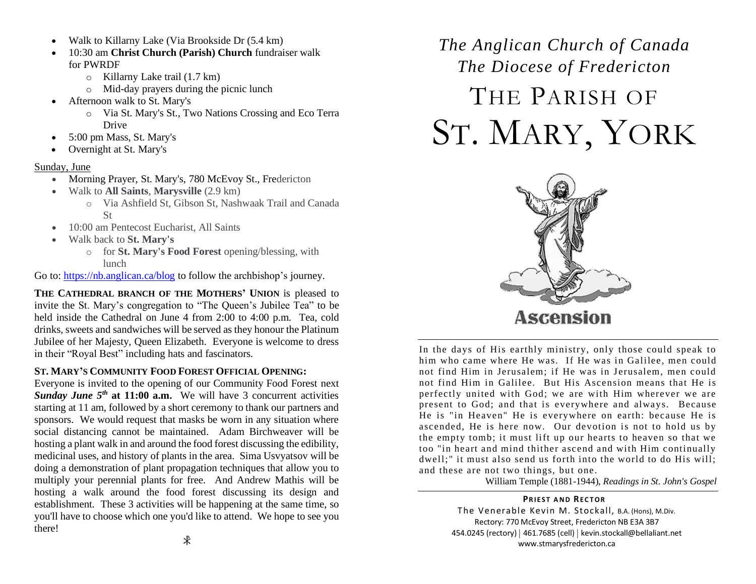- Walk to Killarny Lake (Via Brookside Dr (5.4 km)
- 10:30 am **Christ Church (Parish) Church** fundraiser walk for PWRDF
    - Killarny Lake trail (1.7 km)
    - Mid-day prayers during the picnic lunch
- Afternoon walk to St. Mary's
    - Via St. Mary's St., Two Nations Crossing and Eco Terra Drive
- 5:00 pm Mass, St. Mary's
- Overnight at St. Mary's

Sunday, June

- Morning Prayer, St. Mary's, 780 McEvoy St., Fredericton
- Walk to **All Saints**, **Marysville** (2.9 km)
    - Via Ashfield St, Gibson St, Nashwaak Trail and Canada St
- 10:00 am Pentecost Eucharist, All Saints
- Walk back to **St. Mary's**
    - for **St. Mary's Food Forest** opening/blessing, with lunch

Go to: https://nb.anglican.ca/blog to follow the archbishop's journey.

**THE CATHEDRAL BRANCH OF THE MOTHERS' UNION** is pleased to invite the St. Mary's congregation to "The Queen's Jubilee Tea" to be held inside the Cathedral on June 4 from 2:00 to 4:00 p.m. Tea, cold drinks, sweets and sandwiches will be served as they honour the Platinum Jubilee of her Majesty, Queen Elizabeth. Everyone is welcome to dress in their "Royal Best" including hats and fascinators.

**ST. MARY'S COMMUNITY FOOD FOREST OFFICIAL OPENING:**

Everyone is invited to the opening of our Community Food Forest next ***Sunday June 5th*** **at 11:00 a.m.** We will have 3 concurrent activities starting at 11 am, followed by a short ceremony to thank our partners and sponsors. We would request that masks be worn in any situation where social distancing cannot be maintained. Adam Birchweaver will be hosting a plant walk in and around the food forest discussing the edibility, medicinal uses, and history of plants in the area. Sima Usvyatsov will be doing a demonstration of plant propagation techniques that allow you to multiply your perennial plants for free. And Andrew Mathis will be hosting a walk around the food forest discussing its design and establishment. These 3 activities will be happening at the same time, so you'll have to choose which one you'd like to attend. We hope to see you there!

*The Anglican Church of Canada*

*The Diocese of Fredericton*

# THE PARISH OF ST. MARY, YORK

Ascension

In the days of His earthly ministry, only those could speak to him who came where He was. If He was in Galilee, men could not find Him in Jerusalem; if He was in Jerusalem, men could not find Him in Galilee. But His Ascension means that He is perfectly united with God; we are with Him wherever we are present to God; and that is everywhere and always. Because He is "in Heaven" He is everywhere on earth: because He is ascended, He is here now. Our devotion is not to hold us by the empty tomb; it must lift up our hearts to heaven so that we too "in heart and mind thither ascend and with Him continually dwell;" it must also send us forth into the world to do His will; and these are not two things, but one.

William Temple (1881-1944), *Readings in St. John's Gospel*

**PRIEST AND RECTOR**

The Venerable Kevin M. Stockall, B.A. (Hons), M.Div.
Rectory: 770 McEvoy Street, Fredericton NB E3A 3B7
454.0245 (rectory) | 461.7685 (cell) | kevin.stockall@bellaliant.net
www.stmarysfredericton.ca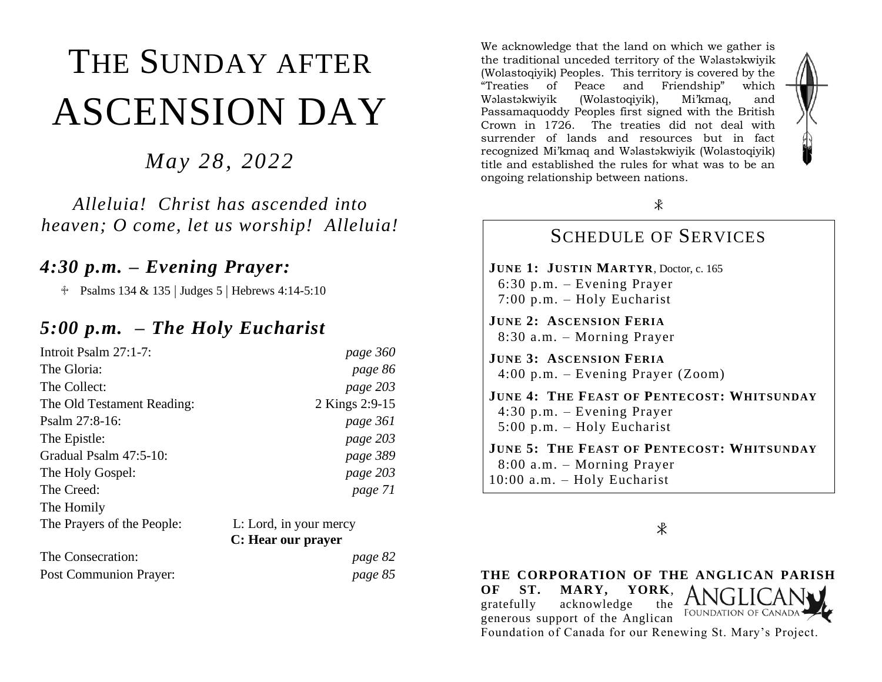# THE SUNDAY AFTER ASCENSION DAY

*May 28, 2022*

*Alleluia! Christ has ascended into heaven; O come, let us worship! Alleluia!*

## *4:30 p.m. – Evening Prayer:*

- Psalms 134 & 135 | Judges 5 | Hebrews 4:14-5:10

## *5:00 p.m. – The Holy Eucharist*

| | |
|---|---|
| Introit Psalm 27:1-7: | *page 360* |
| The Gloria: | *page 86* |
| The Collect: | *page 203* |
| The Old Testament Reading: | 2 Kings 2:9-15 |
| Psalm 27:8-16: | *page 361* |
| The Epistle: | *page 203* |
| Gradual Psalm 47:5-10: | *page 389* |
| The Holy Gospel: | *page 203* |
| The Creed: | *page 71* |
| The Homily | |
| The Prayers of the People: | L: Lord, in your mercy<br>**C: Hear our prayer** |
| The Consecration: | *page 82* |
| Post Communion Prayer: | *page 85* |

We acknowledge that the land on which we gather is the traditional unceded territory of the Wəlastəkwiyik (Wolastoqiyik) Peoples. This territory is covered by the "Treaties of Peace and Friendship" which Wəlastəkwiyik (Wolastoqiyik), Mi'kmaq, and Passamaquoddy Peoples first signed with the British Crown in 1726. The treaties did not deal with surrender of lands and resources but in fact recognized Mi'kmaq and Wəlastəkwiyik (Wolastoqiyik) title and established the rules for what was to be an ongoing relationship between nations.

## SCHEDULE OF SERVICES

**JUNE 1: JUSTIN MARTYR**, Doctor, c. 165
6:30 p.m. – Evening Prayer
7:00 p.m. – Holy Eucharist

**JUNE 2: ASCENSION FERIA**
8:30 a.m. – Morning Prayer

**JUNE 3: ASCENSION FERIA**
4:00 p.m. – Evening Prayer (Zoom)

**JUNE 4: THE FEAST OF PENTECOST: WHITSUNDAY**
4:30 p.m. – Evening Prayer
5:00 p.m. – Holy Eucharist

**JUNE 5: THE FEAST OF PENTECOST: WHITSUNDAY**
8:00 a.m. – Morning Prayer
10:00 a.m. – Holy Eucharist

**THE CORPORATION OF THE ANGLICAN PARISH OF ST. MARY, YORK**, gratefully acknowledge the generous support of the Anglican Foundation of Canada for our Renewing St. Mary's Project.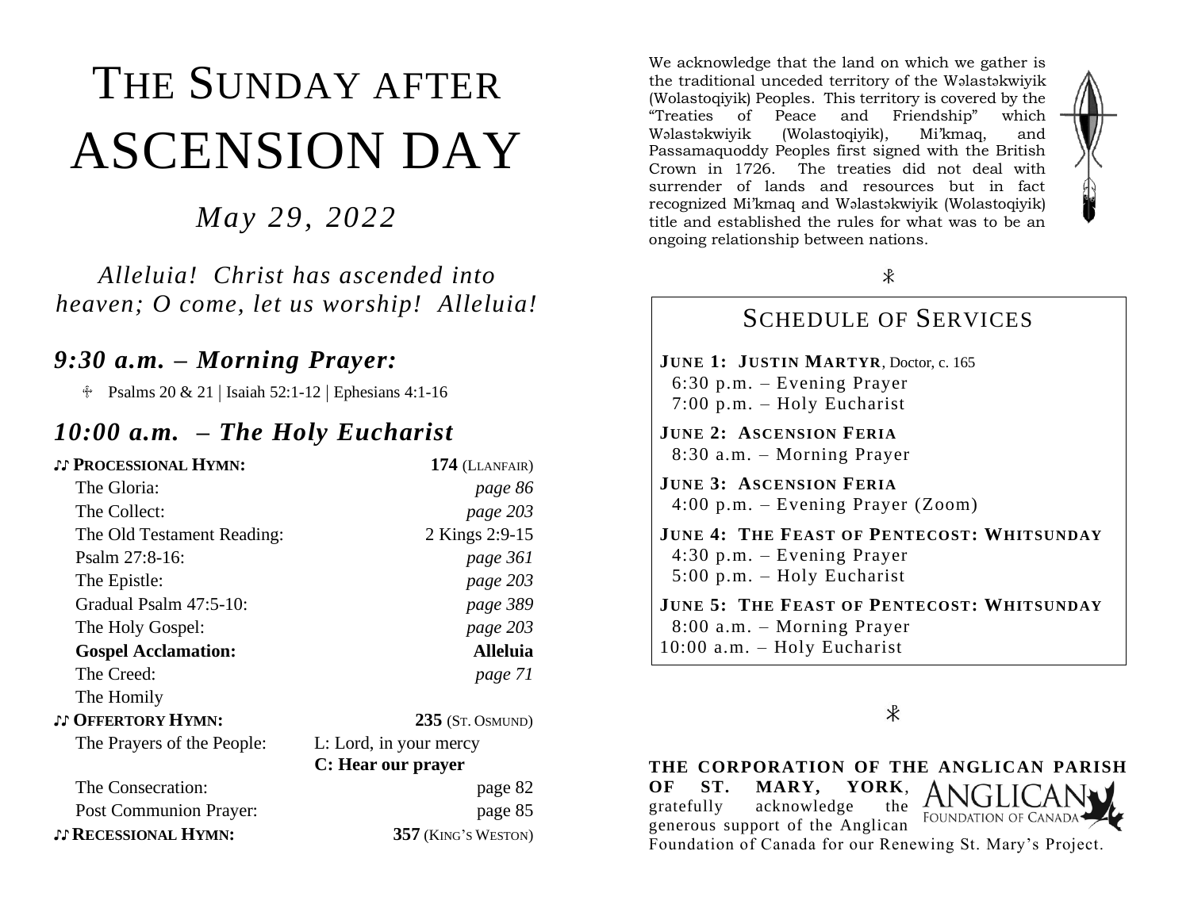# THE SUNDAY AFTER ASCENSION DAY

*May 29, 2022*

*Alleluia! Christ has ascended into heaven; O come, let us worship! Alleluia!*

## *9:30 a.m. – Morning Prayer:*

☩ Psalms 20 & 21 | Isaiah 52:1-12 | Ephesians 4:1-16

## *10:00 a.m. – The Holy Eucharist*

| | |
|---|---|
| ♫ **PROCESSIONAL HYMN:** | **174** (LLANFAIR) |
| The Gloria: | *page 86* |
| The Collect: | *page 203* |
| The Old Testament Reading: | 2 Kings 2:9-15 |
| Psalm 27:8-16: | *page 361* |
| The Epistle: | *page 203* |
| Gradual Psalm 47:5-10: | *page 389* |
| The Holy Gospel: | *page 203* |
| **Gospel Acclamation:** | **Alleluia** |
| The Creed: | *page 71* |
| The Homily | |
| ♫ **OFFERTORY HYMN:** | **235** (ST. OSMUND) |
| The Prayers of the People: | L: Lord, in your mercy<br>**C: Hear our prayer** |
| The Consecration: | page 82 |
| Post Communion Prayer: | page 85 |
| ♫ **RECESSIONAL HYMN:** | **357** (KING'S WESTON) |

We acknowledge that the land on which we gather is the traditional unceded territory of the Wəlastəkwiyik (Wolastoqiyik) Peoples. This territory is covered by the "Treaties of Peace and Friendship" which Wəlastəkwiyik (Wolastoqiyik), Mi'kmaq, and Passamaquoddy Peoples first signed with the British Crown in 1726. The treaties did not deal with surrender of lands and resources but in fact recognized Mi'kmaq and Wəlastəkwiyik (Wolastoqiyik) title and established the rules for what was to be an ongoing relationship between nations.

☧

## SCHEDULE OF SERVICES

**JUNE 1: JUSTIN MARTYR**, Doctor, c. 165
6:30 p.m. – Evening Prayer
7:00 p.m. – Holy Eucharist

**JUNE 2: ASCENSION FERIA**
8:30 a.m. – Morning Prayer

**JUNE 3: ASCENSION FERIA**
4:00 p.m. – Evening Prayer (Zoom)

**JUNE 4: THE FEAST OF PENTECOST: WHITSUNDAY**
4:30 p.m. – Evening Prayer
5:00 p.m. – Holy Eucharist

**JUNE 5: THE FEAST OF PENTECOST: WHITSUNDAY**
8:00 a.m. – Morning Prayer
10:00 a.m. – Holy Eucharist

☧

**THE CORPORATION OF THE ANGLICAN PARISH OF ST. MARY, YORK**, gratefully acknowledge the generous support of the Anglican Foundation of Canada for our Renewing St. Mary's Project.